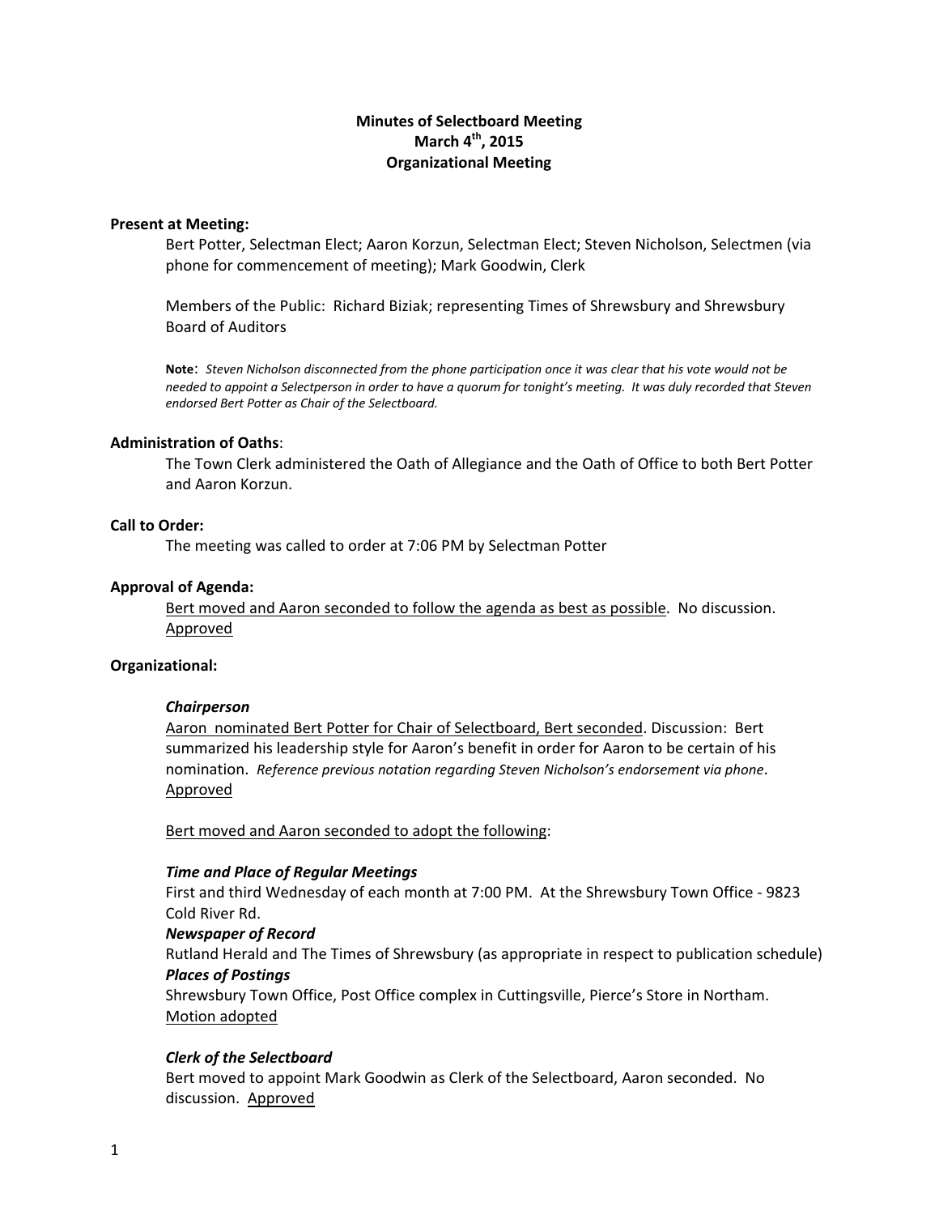# Minutes of Selectboard Meeting
## March 4th, 2015
## Organizational Meeting

**Present at Meeting:**

Bert Potter, Selectman Elect; Aaron Korzun, Selectman Elect; Steven Nicholson, Selectmen (via phone for commencement of meeting); Mark Goodwin, Clerk

Members of the Public: Richard Biziak; representing Times of Shrewsbury and Shrewsbury Board of Auditors

**Note**: *Steven Nicholson disconnected from the phone participation once it was clear that his vote would not be needed to appoint a Selectperson in order to have a quorum for tonight's meeting. It was duly recorded that Steven endorsed Bert Potter as Chair of the Selectboard.*

**Administration of Oaths**:

The Town Clerk administered the Oath of Allegiance and the Oath of Office to both Bert Potter and Aaron Korzun.

**Call to Order:**

The meeting was called to order at 7:06 PM by Selectman Potter

**Approval of Agenda:**

<u>Bert moved and Aaron seconded to follow the agenda as best as possible</u>. No discussion. <u>Approved</u>

**Organizational:**

***Chairperson***

<u>Aaron nominated Bert Potter for Chair of Selectboard, Bert seconded</u>. Discussion: Bert summarized his leadership style for Aaron's benefit in order for Aaron to be certain of his nomination. *Reference previous notation regarding Steven Nicholson's endorsement via phone*. <u>Approved</u>

<u>Bert moved and Aaron seconded to adopt the following</u>:

***Time and Place of Regular Meetings***

First and third Wednesday of each month at 7:00 PM. At the Shrewsbury Town Office - 9823 Cold River Rd.

***Newspaper of Record***

Rutland Herald and The Times of Shrewsbury (as appropriate in respect to publication schedule)

***Places of Postings***

Shrewsbury Town Office, Post Office complex in Cuttingsville, Pierce's Store in Northam.
<u>Motion adopted</u>

***Clerk of the Selectboard***

Bert moved to appoint Mark Goodwin as Clerk of the Selectboard, Aaron seconded. No discussion. <u>Approved</u>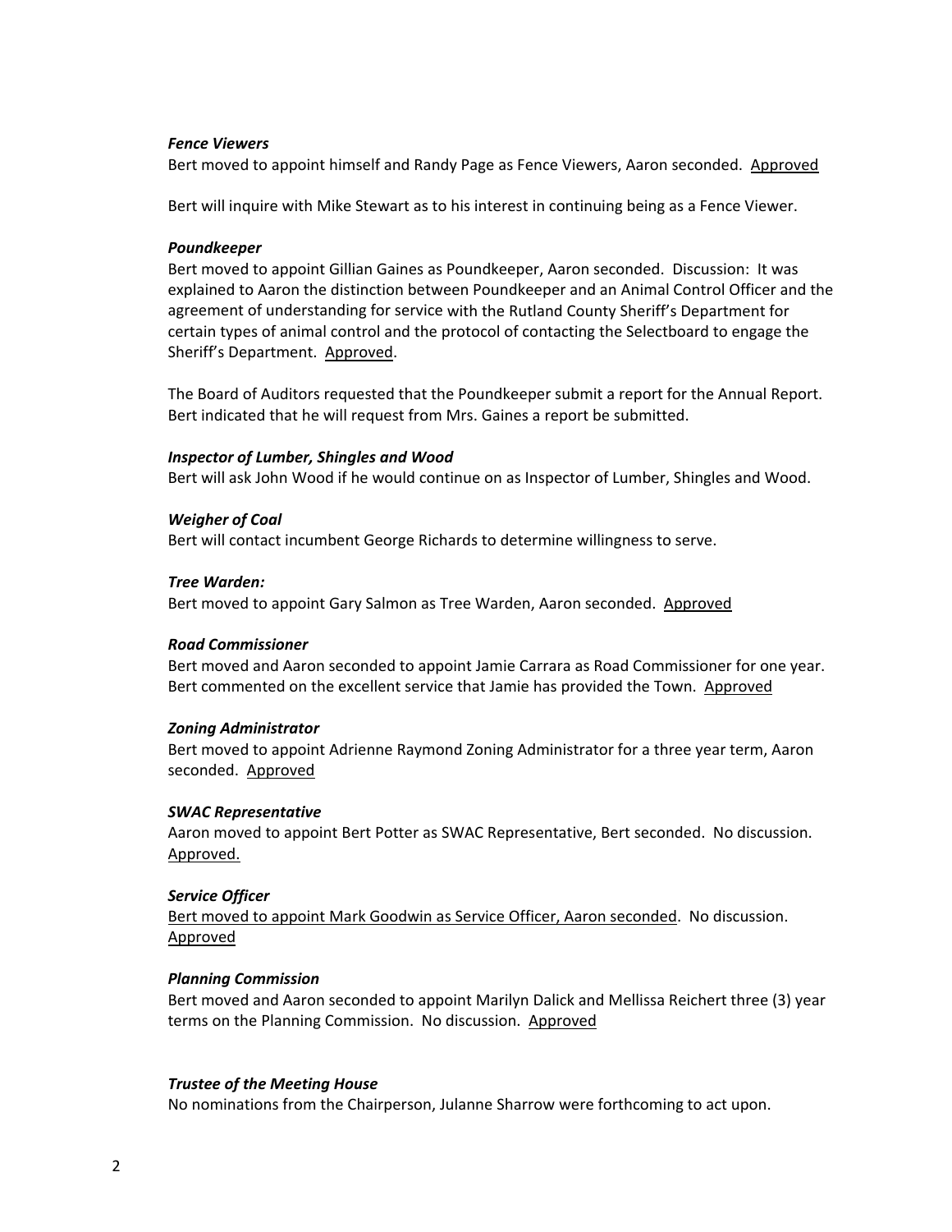***Fence Viewers***

Bert moved to appoint himself and Randy Page as Fence Viewers, Aaron seconded. <u>Approved</u>

Bert will inquire with Mike Stewart as to his interest in continuing being as a Fence Viewer.

***Poundkeeper***

Bert moved to appoint Gillian Gaines as Poundkeeper, Aaron seconded. Discussion: It was explained to Aaron the distinction between Poundkeeper and an Animal Control Officer and the agreement of understanding for service with the Rutland County Sheriff's Department for certain types of animal control and the protocol of contacting the Selectboard to engage the Sheriff's Department. <u>Approved</u>.

The Board of Auditors requested that the Poundkeeper submit a report for the Annual Report. Bert indicated that he will request from Mrs. Gaines a report be submitted.

***Inspector of Lumber, Shingles and Wood***

Bert will ask John Wood if he would continue on as Inspector of Lumber, Shingles and Wood.

***Weigher of Coal***

Bert will contact incumbent George Richards to determine willingness to serve.

***Tree Warden:***

Bert moved to appoint Gary Salmon as Tree Warden, Aaron seconded. <u>Approved</u>

***Road Commissioner***

Bert moved and Aaron seconded to appoint Jamie Carrara as Road Commissioner for one year. Bert commented on the excellent service that Jamie has provided the Town. <u>Approved</u>

***Zoning Administrator***

Bert moved to appoint Adrienne Raymond Zoning Administrator for a three year term, Aaron seconded. <u>Approved</u>

***SWAC Representative***

Aaron moved to appoint Bert Potter as SWAC Representative, Bert seconded. No discussion. <u>Approved.</u>

***Service Officer***

<u>Bert moved to appoint Mark Goodwin as Service Officer, Aaron seconded</u>. No discussion. <u>Approved</u>

***Planning Commission***

Bert moved and Aaron seconded to appoint Marilyn Dalick and Mellissa Reichert three (3) year terms on the Planning Commission. No discussion. <u>Approved</u>

***Trustee of the Meeting House***

No nominations from the Chairperson, Julanne Sharrow were forthcoming to act upon.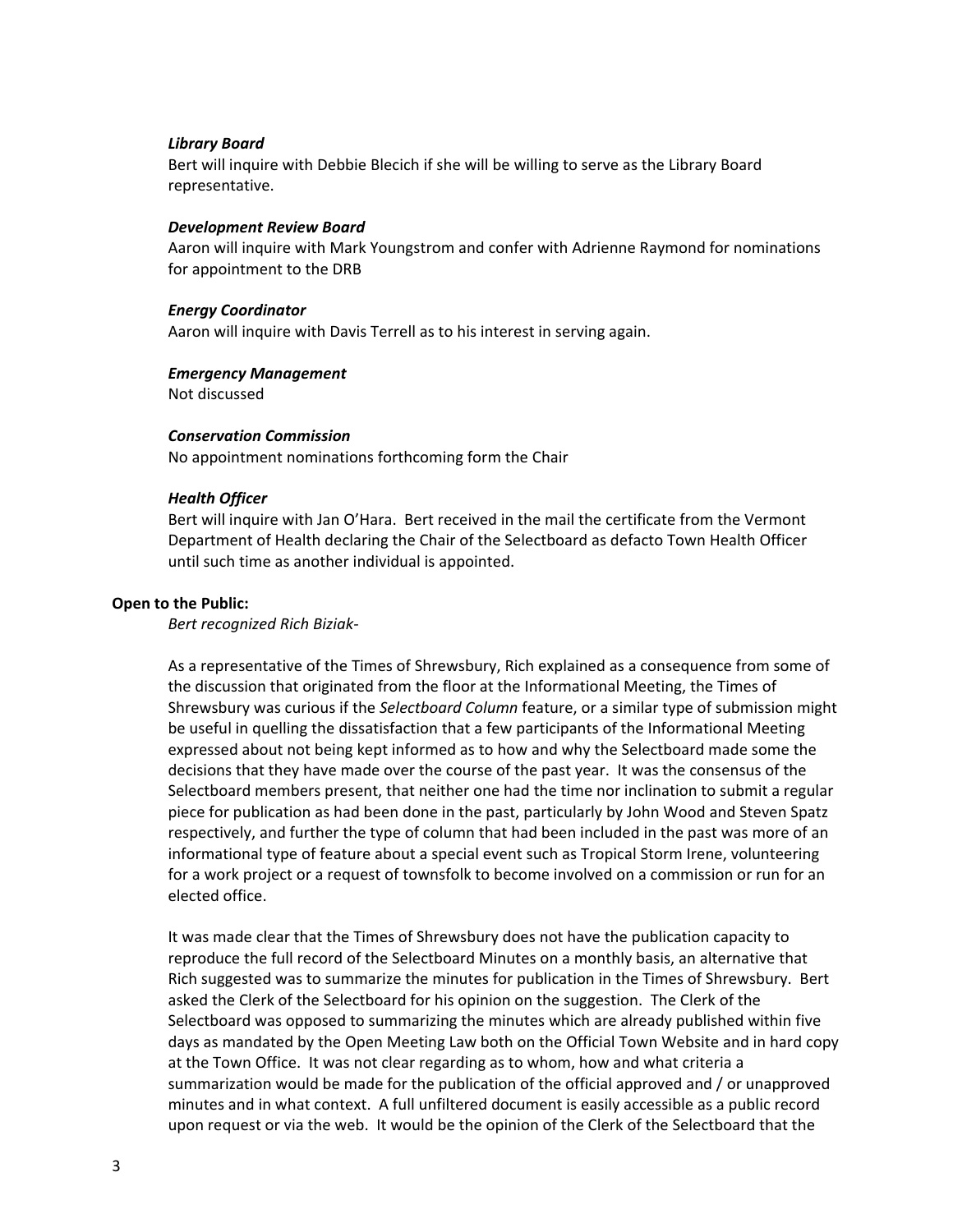***Library Board***

Bert will inquire with Debbie Blecich if she will be willing to serve as the Library Board representative.

***Development Review Board***

Aaron will inquire with Mark Youngstrom and confer with Adrienne Raymond for nominations for appointment to the DRB

***Energy Coordinator***

Aaron will inquire with Davis Terrell as to his interest in serving again.

***Emergency Management***

Not discussed

***Conservation Commission***

No appointment nominations forthcoming form the Chair

***Health Officer***

Bert will inquire with Jan O'Hara. Bert received in the mail the certificate from the Vermont Department of Health declaring the Chair of the Selectboard as defacto Town Health Officer until such time as another individual is appointed.

**Open to the Public:**

*Bert recognized Rich Biziak-*

As a representative of the Times of Shrewsbury, Rich explained as a consequence from some of the discussion that originated from the floor at the Informational Meeting, the Times of Shrewsbury was curious if the *Selectboard Column* feature, or a similar type of submission might be useful in quelling the dissatisfaction that a few participants of the Informational Meeting expressed about not being kept informed as to how and why the Selectboard made some the decisions that they have made over the course of the past year. It was the consensus of the Selectboard members present, that neither one had the time nor inclination to submit a regular piece for publication as had been done in the past, particularly by John Wood and Steven Spatz respectively, and further the type of column that had been included in the past was more of an informational type of feature about a special event such as Tropical Storm Irene, volunteering for a work project or a request of townsfolk to become involved on a commission or run for an elected office.

It was made clear that the Times of Shrewsbury does not have the publication capacity to reproduce the full record of the Selectboard Minutes on a monthly basis, an alternative that Rich suggested was to summarize the minutes for publication in the Times of Shrewsbury. Bert asked the Clerk of the Selectboard for his opinion on the suggestion. The Clerk of the Selectboard was opposed to summarizing the minutes which are already published within five days as mandated by the Open Meeting Law both on the Official Town Website and in hard copy at the Town Office. It was not clear regarding as to whom, how and what criteria a summarization would be made for the publication of the official approved and / or unapproved minutes and in what context. A full unfiltered document is easily accessible as a public record upon request or via the web. It would be the opinion of the Clerk of the Selectboard that the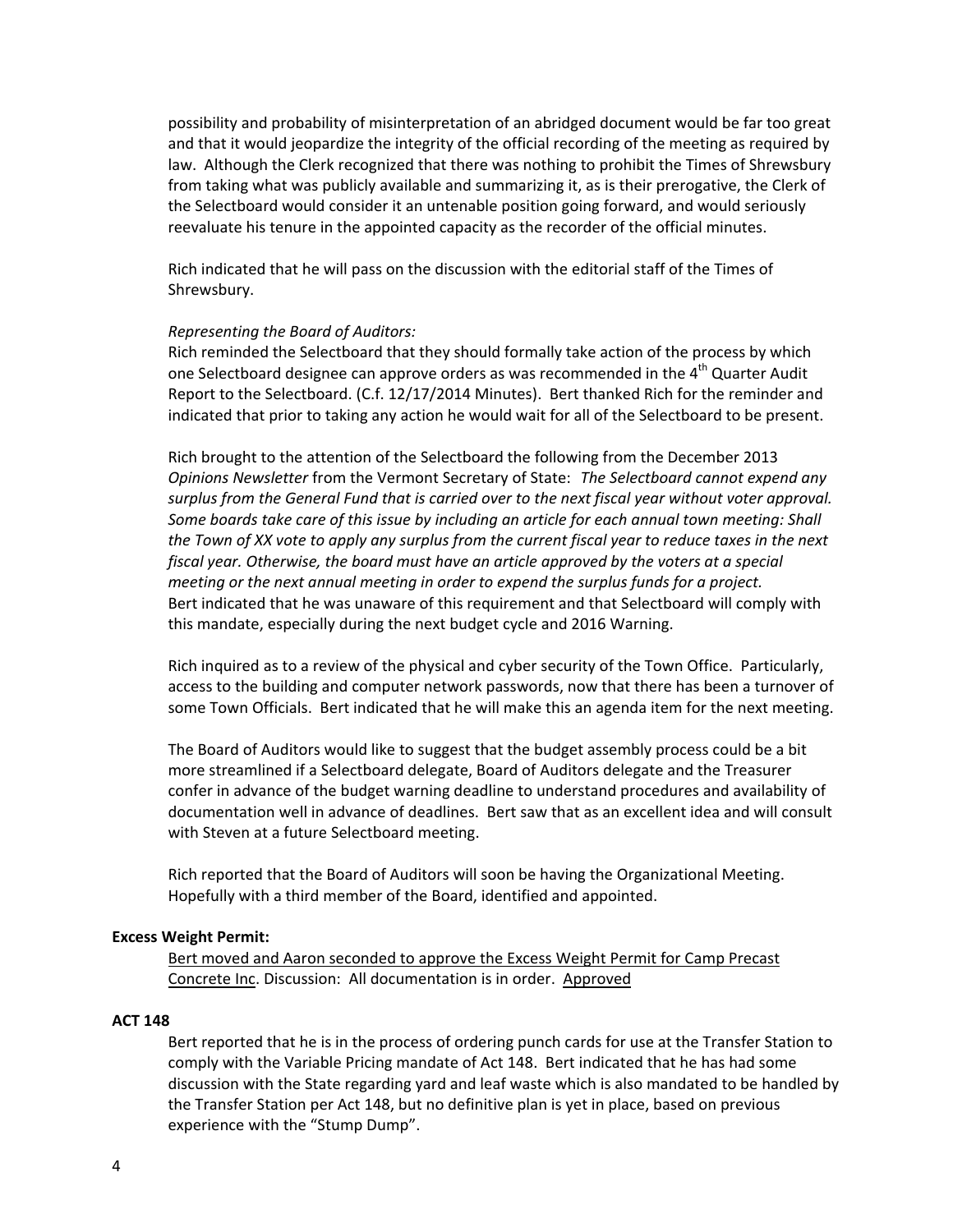possibility and probability of misinterpretation of an abridged document would be far too great and that it would jeopardize the integrity of the official recording of the meeting as required by law. Although the Clerk recognized that there was nothing to prohibit the Times of Shrewsbury from taking what was publicly available and summarizing it, as is their prerogative, the Clerk of the Selectboard would consider it an untenable position going forward, and would seriously reevaluate his tenure in the appointed capacity as the recorder of the official minutes.

Rich indicated that he will pass on the discussion with the editorial staff of the Times of Shrewsbury.

*Representing the Board of Auditors:*

Rich reminded the Selectboard that they should formally take action of the process by which one Selectboard designee can approve orders as was recommended in the 4th Quarter Audit Report to the Selectboard. (C.f. 12/17/2014 Minutes). Bert thanked Rich for the reminder and indicated that prior to taking any action he would wait for all of the Selectboard to be present.

Rich brought to the attention of the Selectboard the following from the December 2013 *Opinions Newsletter* from the Vermont Secretary of State: *The Selectboard cannot expend any surplus from the General Fund that is carried over to the next fiscal year without voter approval. Some boards take care of this issue by including an article for each annual town meeting: Shall the Town of XX vote to apply any surplus from the current fiscal year to reduce taxes in the next fiscal year. Otherwise, the board must have an article approved by the voters at a special meeting or the next annual meeting in order to expend the surplus funds for a project.*
Bert indicated that he was unaware of this requirement and that Selectboard will comply with this mandate, especially during the next budget cycle and 2016 Warning.

Rich inquired as to a review of the physical and cyber security of the Town Office. Particularly, access to the building and computer network passwords, now that there has been a turnover of some Town Officials. Bert indicated that he will make this an agenda item for the next meeting.

The Board of Auditors would like to suggest that the budget assembly process could be a bit more streamlined if a Selectboard delegate, Board of Auditors delegate and the Treasurer confer in advance of the budget warning deadline to understand procedures and availability of documentation well in advance of deadlines. Bert saw that as an excellent idea and will consult with Steven at a future Selectboard meeting.

Rich reported that the Board of Auditors will soon be having the Organizational Meeting. Hopefully with a third member of the Board, identified and appointed.

**Excess Weight Permit:**

Bert moved and Aaron seconded to approve the Excess Weight Permit for Camp Precast Concrete Inc. Discussion: All documentation is in order. Approved

**ACT 148**

Bert reported that he is in the process of ordering punch cards for use at the Transfer Station to comply with the Variable Pricing mandate of Act 148. Bert indicated that he has had some discussion with the State regarding yard and leaf waste which is also mandated to be handled by the Transfer Station per Act 148, but no definitive plan is yet in place, based on previous experience with the "Stump Dump".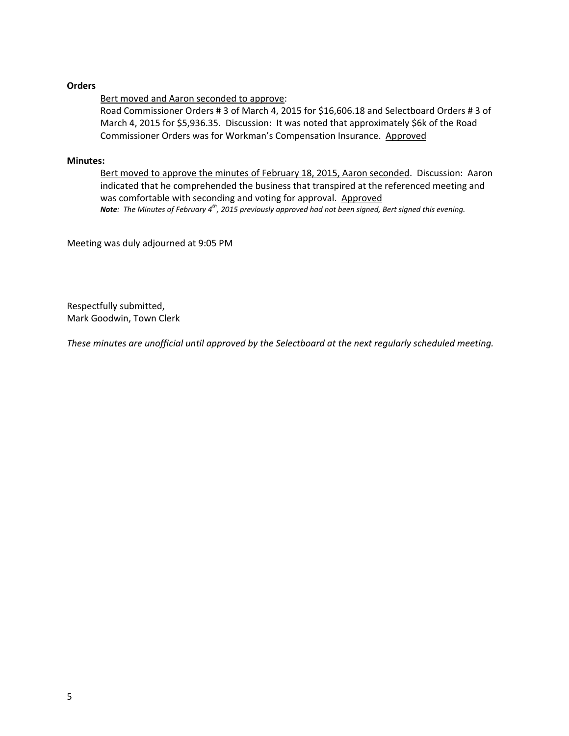**Orders**

Bert moved and Aaron seconded to approve:
Road Commissioner Orders # 3 of March 4, 2015 for $16,606.18 and Selectboard Orders # 3 of March 4, 2015 for $5,936.35. Discussion: It was noted that approximately $6k of the Road Commissioner Orders was for Workman's Compensation Insurance. Approved

**Minutes:**

Bert moved to approve the minutes of February 18, 2015, Aaron seconded. Discussion: Aaron indicated that he comprehended the business that transpired at the referenced meeting and was comfortable with seconding and voting for approval. Approved
***Note****: The Minutes of February 4th, 2015 previously approved had not been signed, Bert signed this evening.*

Meeting was duly adjourned at 9:05 PM

Respectfully submitted,
Mark Goodwin, Town Clerk

*These minutes are unofficial until approved by the Selectboard at the next regularly scheduled meeting.*